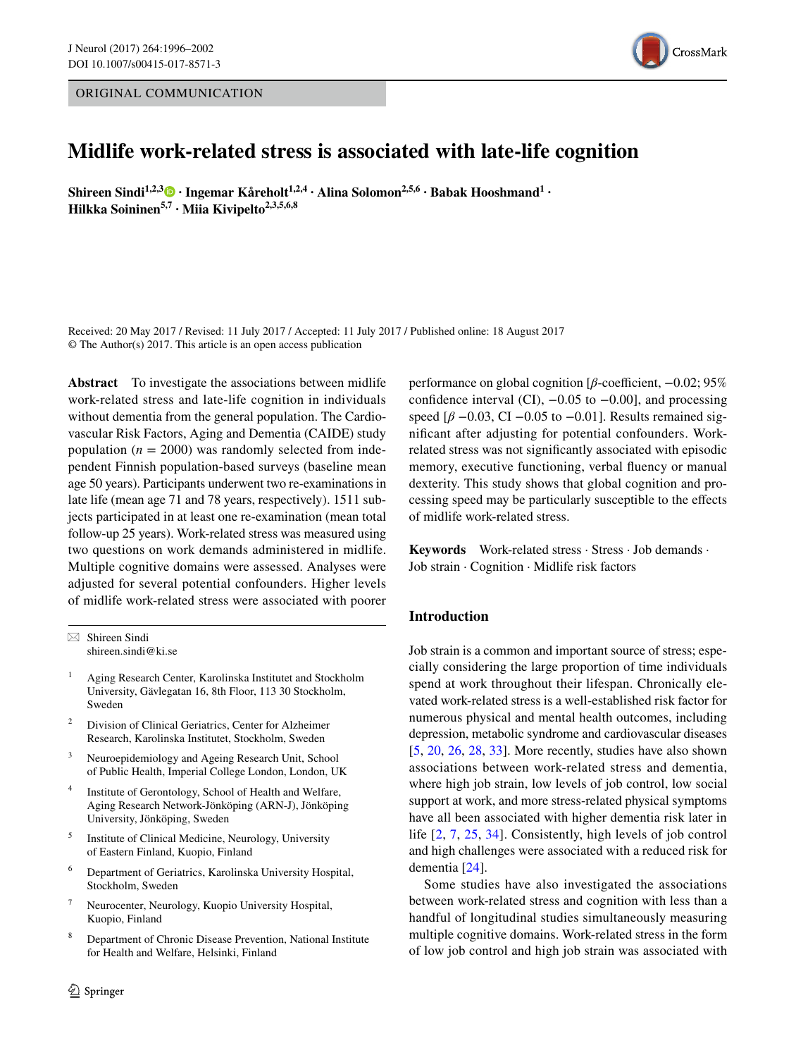ORIGINAL COMMUNICATION

# Midlife work-related stress is associated with late-life cognition

**Shireen Sindi[1,2,3] · Ingemar Kåreholt[1,2,4] · Alina Solomon[2,5,6] · Babak Hooshmand[1] · Hilkka Soininen[5,7] · Miia Kivipelto[2,3,5,6,8]**

Received: 20 May 2017 / Revised: 11 July 2017 / Accepted: 11 July 2017 / Published online: 18 August 2017
© The Author(s) 2017. This article is an open access publication

**Abstract** To investigate the associations between midlife work-related stress and late-life cognition in individuals without dementia from the general population. The Cardiovascular Risk Factors, Aging and Dementia (CAIDE) study population ($n$ = 2000) was randomly selected from independent Finnish population-based surveys (baseline mean age 50 years). Participants underwent two re-examinations in late life (mean age 71 and 78 years, respectively). 1511 subjects participated in at least one re-examination (mean total follow-up 25 years). Work-related stress was measured using two questions on work demands administered in midlife. Multiple cognitive domains were assessed. Analyses were adjusted for several potential confounders. Higher levels of midlife work-related stress were associated with poorer performance on global cognition [$\beta$-coefficient, −0.02; 95% confidence interval (CI), −0.05 to −0.00], and processing speed [$\beta$ −0.03, CI −0.05 to −0.01]. Results remained significant after adjusting for potential confounders. Work-related stress was not significantly associated with episodic memory, executive functioning, verbal fluency or manual dexterity. This study shows that global cognition and processing speed may be particularly susceptible to the effects of midlife work-related stress.

**Keywords** Work-related stress · Stress · Job demands · Job strain · Cognition · Midlife risk factors

✉ Shireen Sindi
shireen.sindi@ki.se

1. Aging Research Center, Karolinska Institutet and Stockholm University, Gävlegatan 16, 8th Floor, 113 30 Stockholm, Sweden
2. Division of Clinical Geriatrics, Center for Alzheimer Research, Karolinska Institutet, Stockholm, Sweden
3. Neuroepidemiology and Ageing Research Unit, School of Public Health, Imperial College London, London, UK
4. Institute of Gerontology, School of Health and Welfare, Aging Research Network-Jönköping (ARN-J), Jönköping University, Jönköping, Sweden
5. Institute of Clinical Medicine, Neurology, University of Eastern Finland, Kuopio, Finland
6. Department of Geriatrics, Karolinska University Hospital, Stockholm, Sweden
7. Neurocenter, Neurology, Kuopio University Hospital, Kuopio, Finland
8. Department of Chronic Disease Prevention, National Institute for Health and Welfare, Helsinki, Finland

## Introduction

Job strain is a common and important source of stress; especially considering the large proportion of time individuals spend at work throughout their lifespan. Chronically elevated work-related stress is a well-established risk factor for numerous physical and mental health outcomes, including depression, metabolic syndrome and cardiovascular diseases [5, 20, 26, 28, 33]. More recently, studies have also shown associations between work-related stress and dementia, where high job strain, low levels of job control, low social support at work, and more stress-related physical symptoms have all been associated with higher dementia risk later in life [2, 7, 25, 34]. Consistently, high levels of job control and high challenges were associated with a reduced risk for dementia [24].

Some studies have also investigated the associations between work-related stress and cognition with less than a handful of longitudinal studies simultaneously measuring multiple cognitive domains. Work-related stress in the form of low job control and high job strain was associated with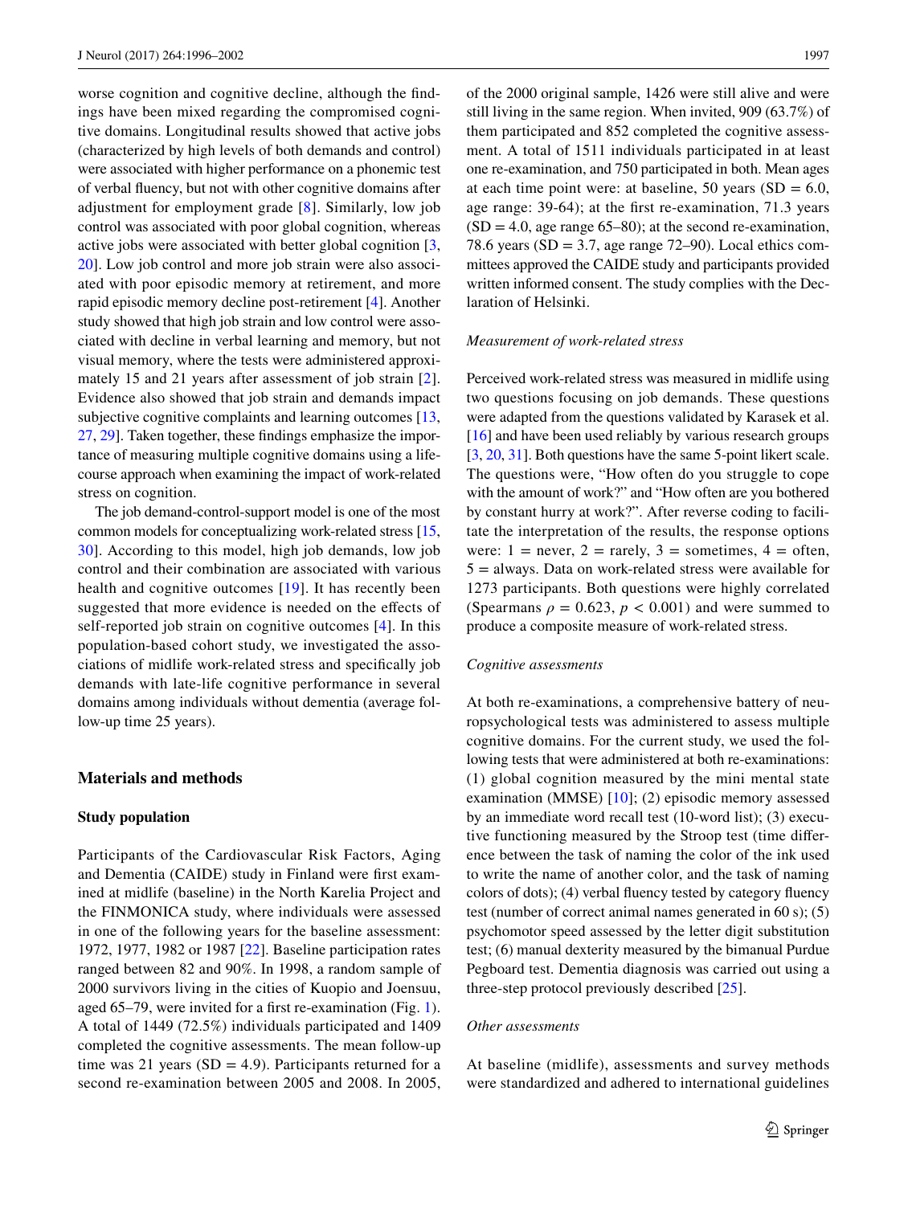worse cognition and cognitive decline, although the findings have been mixed regarding the compromised cognitive domains. Longitudinal results showed that active jobs (characterized by high levels of both demands and control) were associated with higher performance on a phonemic test of verbal fluency, but not with other cognitive domains after adjustment for employment grade [8]. Similarly, low job control was associated with poor global cognition, whereas active jobs were associated with better global cognition [3, 20]. Low job control and more job strain were also associated with poor episodic memory at retirement, and more rapid episodic memory decline post-retirement [4]. Another study showed that high job strain and low control were associated with decline in verbal learning and memory, but not visual memory, where the tests were administered approximately 15 and 21 years after assessment of job strain [2]. Evidence also showed that job strain and demands impact subjective cognitive complaints and learning outcomes [13, 27, 29]. Taken together, these findings emphasize the importance of measuring multiple cognitive domains using a life-course approach when examining the impact of work-related stress on cognition.

The job demand-control-support model is one of the most common models for conceptualizing work-related stress [15, 30]. According to this model, high job demands, low job control and their combination are associated with various health and cognitive outcomes [19]. It has recently been suggested that more evidence is needed on the effects of self-reported job strain on cognitive outcomes [4]. In this population-based cohort study, we investigated the associations of midlife work-related stress and specifically job demands with late-life cognitive performance in several domains among individuals without dementia (average follow-up time 25 years).

## Materials and methods

### Study population

Participants of the Cardiovascular Risk Factors, Aging and Dementia (CAIDE) study in Finland were first examined at midlife (baseline) in the North Karelia Project and the FINMONICA study, where individuals were assessed in one of the following years for the baseline assessment: 1972, 1977, 1982 or 1987 [22]. Baseline participation rates ranged between 82 and 90%. In 1998, a random sample of 2000 survivors living in the cities of Kuopio and Joensuu, aged 65–79, were invited for a first re-examination (Fig. 1). A total of 1449 (72.5%) individuals participated and 1409 completed the cognitive assessments. The mean follow-up time was 21 years (SD = 4.9). Participants returned for a second re-examination between 2005 and 2008. In 2005, of the 2000 original sample, 1426 were still alive and were still living in the same region. When invited, 909 (63.7%) of them participated and 852 completed the cognitive assessment. A total of 1511 individuals participated in at least one re-examination, and 750 participated in both. Mean ages at each time point were: at baseline, 50 years (SD = 6.0, age range: 39-64); at the first re-examination, 71.3 years (SD = 4.0, age range 65–80); at the second re-examination, 78.6 years (SD = 3.7, age range 72–90). Local ethics committees approved the CAIDE study and participants provided written informed consent. The study complies with the Declaration of Helsinki.

#### *Measurement of work-related stress*

Perceived work-related stress was measured in midlife using two questions focusing on job demands. These questions were adapted from the questions validated by Karasek et al. [16] and have been used reliably by various research groups [3, 20, 31]. Both questions have the same 5-point likert scale. The questions were, “How often do you struggle to cope with the amount of work?” and “How often are you bothered by constant hurry at work?”. After reverse coding to facilitate the interpretation of the results, the response options were: 1 = never, 2 = rarely, 3 = sometimes, 4 = often, 5 = always. Data on work-related stress were available for 1273 participants. Both questions were highly correlated (Spearmans $\rho = 0.623$, $p < 0.001$) and were summed to produce a composite measure of work-related stress.

#### *Cognitive assessments*

At both re-examinations, a comprehensive battery of neuropsychological tests was administered to assess multiple cognitive domains. For the current study, we used the following tests that were administered at both re-examinations: (1) global cognition measured by the mini mental state examination (MMSE) [10]; (2) episodic memory assessed by an immediate word recall test (10-word list); (3) executive functioning measured by the Stroop test (time difference between the task of naming the color of the ink used to write the name of another color, and the task of naming colors of dots); (4) verbal fluency tested by category fluency test (number of correct animal names generated in 60 s); (5) psychomotor speed assessed by the letter digit substitution test; (6) manual dexterity measured by the bimanual Purdue Pegboard test. Dementia diagnosis was carried out using a three-step protocol previously described [25].

#### *Other assessments*

At baseline (midlife), assessments and survey methods were standardized and adhered to international guidelines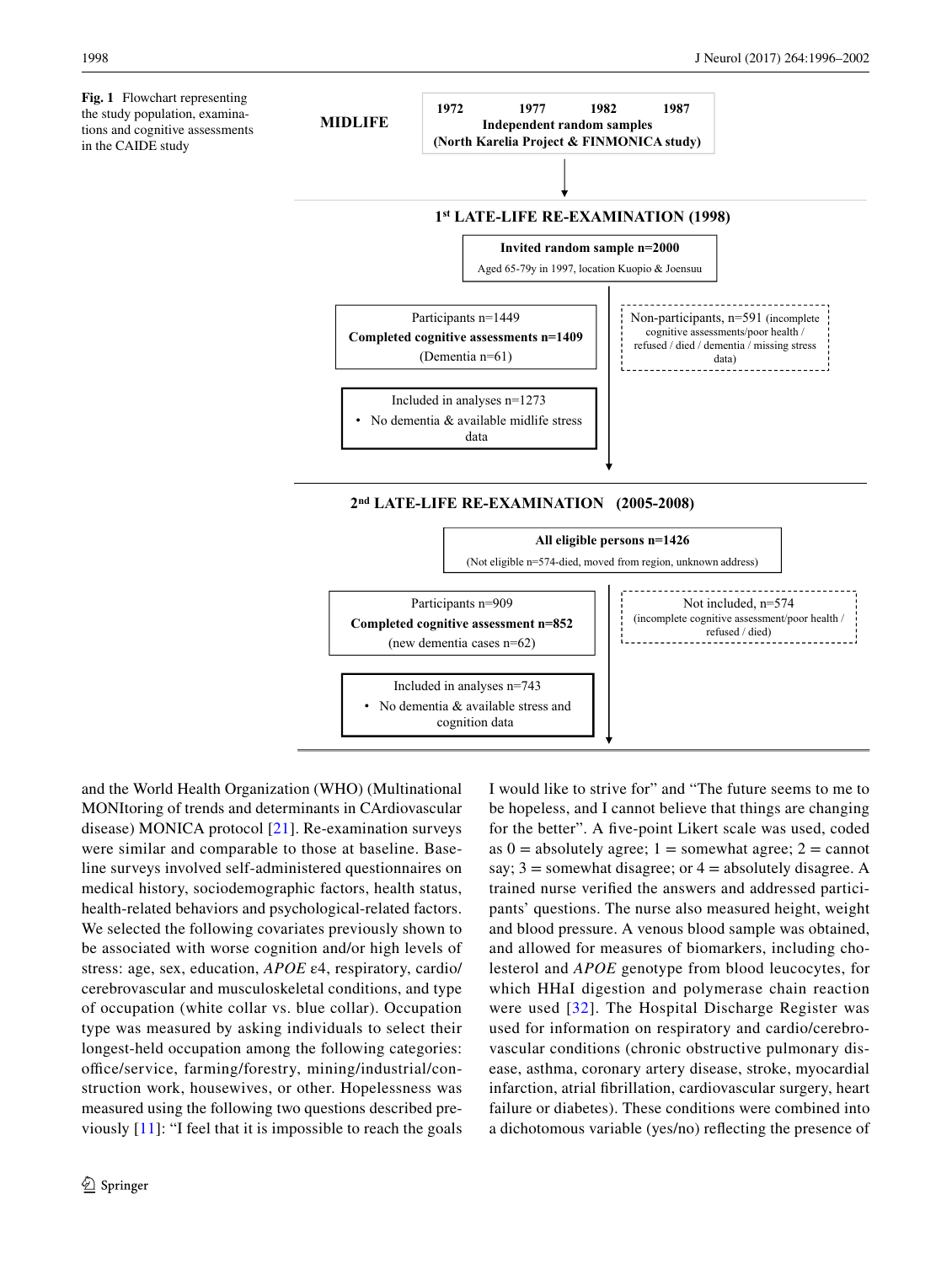**Fig. 1** Flowchart representing the study population, examinations and cognitive assessments in the CAIDE study

**MIDLIFE**

1972 1977 1982 1987
**Independent random samples**
**(North Karelia Project & FINMONICA study)**

**1st LATE-LIFE RE-EXAMINATION (1998)**

**Invited random sample n=2000**
Aged 65-79y in 1997, location Kuopio & Joensuu

Participants n=1449
**Completed cognitive assessments n=1409**
(Dementia n=61)

Non-participants, n=591 (incomplete cognitive assessments/poor health / refused / died / dementia / missing stress data)

Included in analyses n=1273
- No dementia & available midlife stress data

**2nd LATE-LIFE RE-EXAMINATION (2005-2008)**

**All eligible persons n=1426**
(Not eligible n=574-died, moved from region, unknown address)

Participants n=909
**Completed cognitive assessment n=852**
(new dementia cases n=62)

Not included, n=574
(incomplete cognitive assessment/poor health / refused / died)

Included in analyses n=743
- No dementia & available stress and cognition data

and the World Health Organization (WHO) (Multinational MONItoring of trends and determinants in CArdiovascular disease) MONICA protocol [21]. Re-examination surveys were similar and comparable to those at baseline. Baseline surveys involved self-administered questionnaires on medical history, sociodemographic factors, health status, health-related behaviors and psychological-related factors. We selected the following covariates previously shown to be associated with worse cognition and/or high levels of stress: age, sex, education, *APOE* ε4, respiratory, cardio/cerebrovascular and musculoskeletal conditions, and type of occupation (white collar vs. blue collar). Occupation type was measured by asking individuals to select their longest-held occupation among the following categories: office/service, farming/forestry, mining/industrial/construction work, housewives, or other. Hopelessness was measured using the following two questions described previously [11]: "I feel that it is impossible to reach the goals I would like to strive for" and "The future seems to me to be hopeless, and I cannot believe that things are changing for the better". A five-point Likert scale was used, coded as 0 = absolutely agree; 1 = somewhat agree; 2 = cannot say; 3 = somewhat disagree; or 4 = absolutely disagree. A trained nurse verified the answers and addressed participants' questions. The nurse also measured height, weight and blood pressure. A venous blood sample was obtained, and allowed for measures of biomarkers, including cholesterol and *APOE* genotype from blood leucocytes, for which HHaI digestion and polymerase chain reaction were used [32]. The Hospital Discharge Register was used for information on respiratory and cardio/cerebrovascular conditions (chronic obstructive pulmonary disease, asthma, coronary artery disease, stroke, myocardial infarction, atrial fibrillation, cardiovascular surgery, heart failure or diabetes). These conditions were combined into a dichotomous variable (yes/no) reflecting the presence of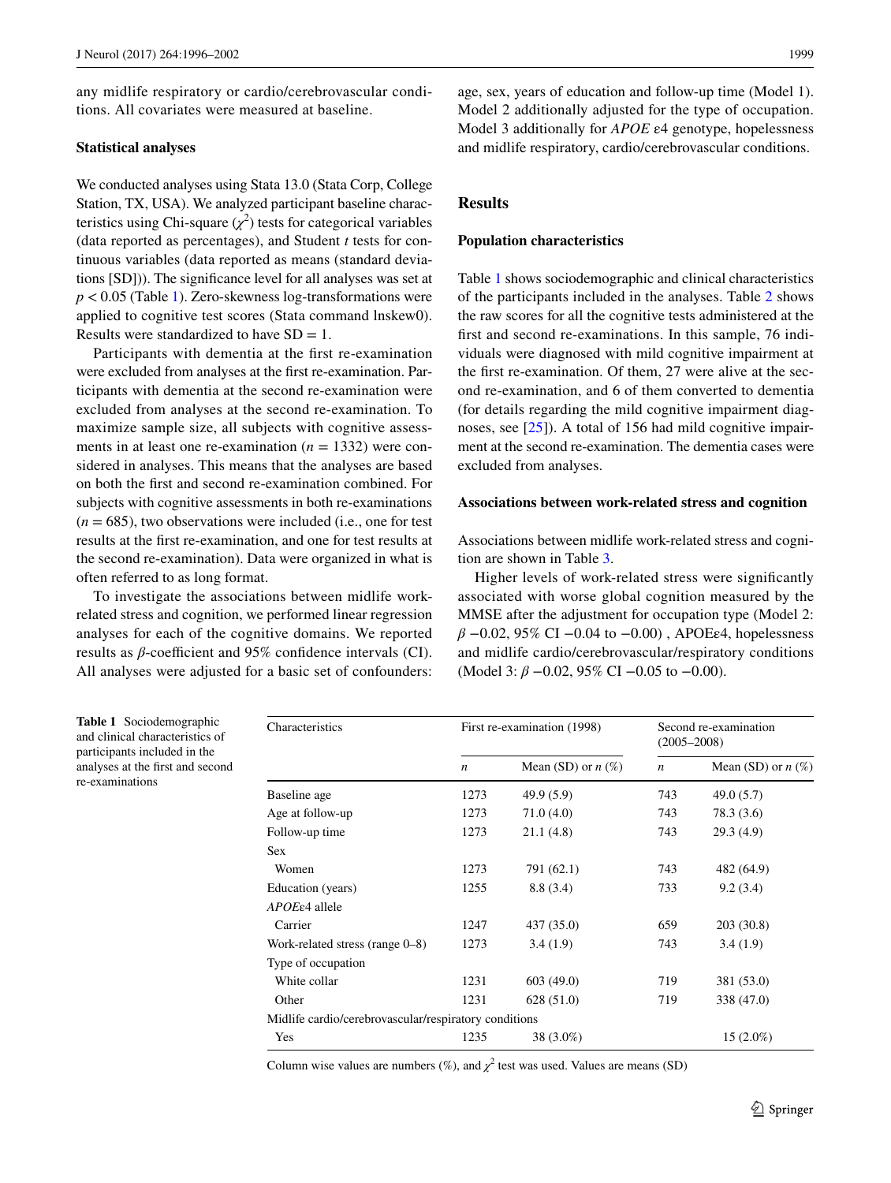any midlife respiratory or cardio/cerebrovascular conditions. All covariates were measured at baseline.

### Statistical analyses

We conducted analyses using Stata 13.0 (Stata Corp, College Station, TX, USA). We analyzed participant baseline characteristics using Chi-square ($\chi^2$) tests for categorical variables (data reported as percentages), and Student *t* tests for continuous variables (data reported as means (standard deviations [SD])). The significance level for all analyses was set at $p < 0.05$ (Table 1). Zero-skewness log-transformations were applied to cognitive test scores (Stata command lnskew0). Results were standardized to have SD = 1.

Participants with dementia at the first re-examination were excluded from analyses at the first re-examination. Participants with dementia at the second re-examination were excluded from analyses at the second re-examination. To maximize sample size, all subjects with cognitive assessments in at least one re-examination ($n = 1332$) were considered in analyses. This means that the analyses are based on both the first and second re-examination combined. For subjects with cognitive assessments in both re-examinations ($n = 685$), two observations were included (i.e., one for test results at the first re-examination, and one for test results at the second re-examination). Data were organized in what is often referred to as long format.

To investigate the associations between midlife work-related stress and cognition, we performed linear regression analyses for each of the cognitive domains. We reported results as $\beta$-coefficient and 95% confidence intervals (CI). All analyses were adjusted for a basic set of confounders: age, sex, years of education and follow-up time (Model 1). Model 2 additionally adjusted for the type of occupation. Model 3 additionally for *APOE* ε4 genotype, hopelessness and midlife respiratory, cardio/cerebrovascular conditions.

## Results

### Population characteristics

Table 1 shows sociodemographic and clinical characteristics of the participants included in the analyses. Table 2 shows the raw scores for all the cognitive tests administered at the first and second re-examinations. In this sample, 76 individuals were diagnosed with mild cognitive impairment at the first re-examination. Of them, 27 were alive at the second re-examination, and 6 of them converted to dementia (for details regarding the mild cognitive impairment diagnoses, see [25]). A total of 156 had mild cognitive impairment at the second re-examination. The dementia cases were excluded from analyses.

### Associations between work-related stress and cognition

Associations between midlife work-related stress and cognition are shown in Table 3.

Higher levels of work-related stress were significantly associated with worse global cognition measured by the MMSE after the adjustment for occupation type (Model 2: $\beta$ −0.02, 95% CI −0.04 to −0.00) , APOEε4, hopelessness and midlife cardio/cerebrovascular/respiratory conditions (Model 3: $\beta$ −0.02, 95% CI −0.05 to −0.00).

**Table 1** Sociodemographic and clinical characteristics of participants included in the analyses at the first and second re-examinations

| Characteristics | First re-examination (1998) | | Second re-examination (2005–2008) | |
|---|---|---|---|---|
| | *n* | Mean (SD) or *n* (%) | *n* | Mean (SD) or *n* (%) |
| Baseline age | 1273 | 49.9 (5.9) | 743 | 49.0 (5.7) |
| Age at follow-up | 1273 | 71.0 (4.0) | 743 | 78.3 (3.6) |
| Follow-up time | 1273 | 21.1 (4.8) | 743 | 29.3 (4.9) |
| Sex | | | | |
| Women | 1273 | 791 (62.1) | 743 | 482 (64.9) |
| Education (years) | 1255 | 8.8 (3.4) | 733 | 9.2 (3.4) |
| *APOE*ε4 allele | | | | |
| Carrier | 1247 | 437 (35.0) | 659 | 203 (30.8) |
| Work-related stress (range 0–8) | 1273 | 3.4 (1.9) | 743 | 3.4 (1.9) |
| Type of occupation | | | | |
| White collar | 1231 | 603 (49.0) | 719 | 381 (53.0) |
| Other | 1231 | 628 (51.0) | 719 | 338 (47.0) |
| Midlife cardio/cerebrovascular/respiratory conditions | | | | |
| Yes | 1235 | 38 (3.0%) | | 15 (2.0%) |

Column wise values are numbers (%), and $\chi^2$ test was used. Values are means (SD)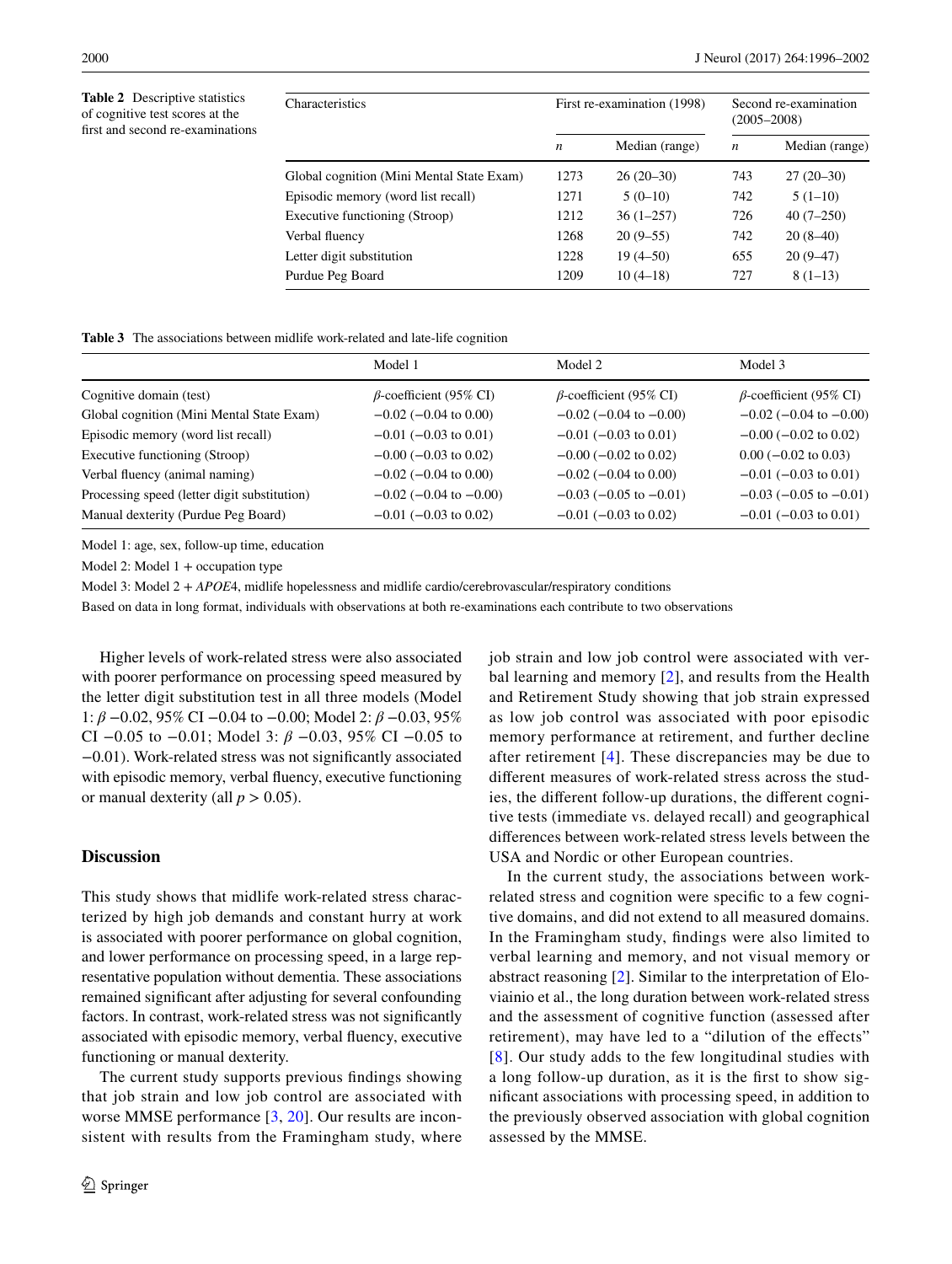**Table 2** Descriptive statistics of cognitive test scores at the first and second re-examinations

| Characteristics | First re-examination (1998) | | Second re-examination (2005–2008) | |
|---|---|---|---|---|
| | *n* | Median (range) | *n* | Median (range) |
| Global cognition (Mini Mental State Exam) | 1273 | 26 (20–30) | 743 | 27 (20–30) |
| Episodic memory (word list recall) | 1271 | 5 (0–10) | 742 | 5 (1–10) |
| Executive functioning (Stroop) | 1212 | 36 (1–257) | 726 | 40 (7–250) |
| Verbal fluency | 1268 | 20 (9–55) | 742 | 20 (8–40) |
| Letter digit substitution | 1228 | 19 (4–50) | 655 | 20 (9–47) |
| Purdue Peg Board | 1209 | 10 (4–18) | 727 | 8 (1–13) |

**Table 3** The associations between midlife work-related and late-life cognition

| | Model 1 | Model 2 | Model 3 |
|---|---|---|---|
| Cognitive domain (test) | $\beta$-coefficient (95% CI) | $\beta$-coefficient (95% CI) | $\beta$-coefficient (95% CI) |
| Global cognition (Mini Mental State Exam) | −0.02 (−0.04 to 0.00) | −0.02 (−0.04 to −0.00) | −0.02 (−0.04 to −0.00) |
| Episodic memory (word list recall) | −0.01 (−0.03 to 0.01) | −0.01 (−0.03 to 0.01) | −0.00 (−0.02 to 0.02) |
| Executive functioning (Stroop) | −0.00 (−0.03 to 0.02) | −0.00 (−0.02 to 0.02) | 0.00 (−0.02 to 0.03) |
| Verbal fluency (animal naming) | −0.02 (−0.04 to 0.00) | −0.02 (−0.04 to 0.00) | −0.01 (−0.03 to 0.01) |
| Processing speed (letter digit substitution) | −0.02 (−0.04 to −0.00) | −0.03 (−0.05 to −0.01) | −0.03 (−0.05 to −0.01) |
| Manual dexterity (Purdue Peg Board) | −0.01 (−0.03 to 0.02) | −0.01 (−0.03 to 0.02) | −0.01 (−0.03 to 0.01) |

Model 1: age, sex, follow-up time, education

Model 2: Model 1 + occupation type

Model 3: Model 2 + *APOE*4, midlife hopelessness and midlife cardio/cerebrovascular/respiratory conditions

Based on data in long format, individuals with observations at both re-examinations each contribute to two observations

Higher levels of work-related stress were also associated with poorer performance on processing speed measured by the letter digit substitution test in all three models (Model 1: $\beta$ −0.02, 95% CI −0.04 to −0.00; Model 2: $\beta$ −0.03, 95% CI −0.05 to −0.01; Model 3: $\beta$ −0.03, 95% CI −0.05 to −0.01). Work-related stress was not significantly associated with episodic memory, verbal fluency, executive functioning or manual dexterity (all $p > 0.05$).

## Discussion

This study shows that midlife work-related stress characterized by high job demands and constant hurry at work is associated with poorer performance on global cognition, and lower performance on processing speed, in a large representative population without dementia. These associations remained significant after adjusting for several confounding factors. In contrast, work-related stress was not significantly associated with episodic memory, verbal fluency, executive functioning or manual dexterity.

The current study supports previous findings showing that job strain and low job control are associated with worse MMSE performance [3, 20]. Our results are inconsistent with results from the Framingham study, where job strain and low job control were associated with verbal learning and memory [2], and results from the Health and Retirement Study showing that job strain expressed as low job control was associated with poor episodic memory performance at retirement, and further decline after retirement [4]. These discrepancies may be due to different measures of work-related stress across the studies, the different follow-up durations, the different cognitive tests (immediate vs. delayed recall) and geographical differences between work-related stress levels between the USA and Nordic or other European countries.

In the current study, the associations between work-related stress and cognition were specific to a few cognitive domains, and did not extend to all measured domains. In the Framingham study, findings were also limited to verbal learning and memory, and not visual memory or abstract reasoning [2]. Similar to the interpretation of Elovainio et al., the long duration between work-related stress and the assessment of cognitive function (assessed after retirement), may have led to a "dilution of the effects" [8]. Our study adds to the few longitudinal studies with a long follow-up duration, as it is the first to show significant associations with processing speed, in addition to the previously observed association with global cognition assessed by the MMSE.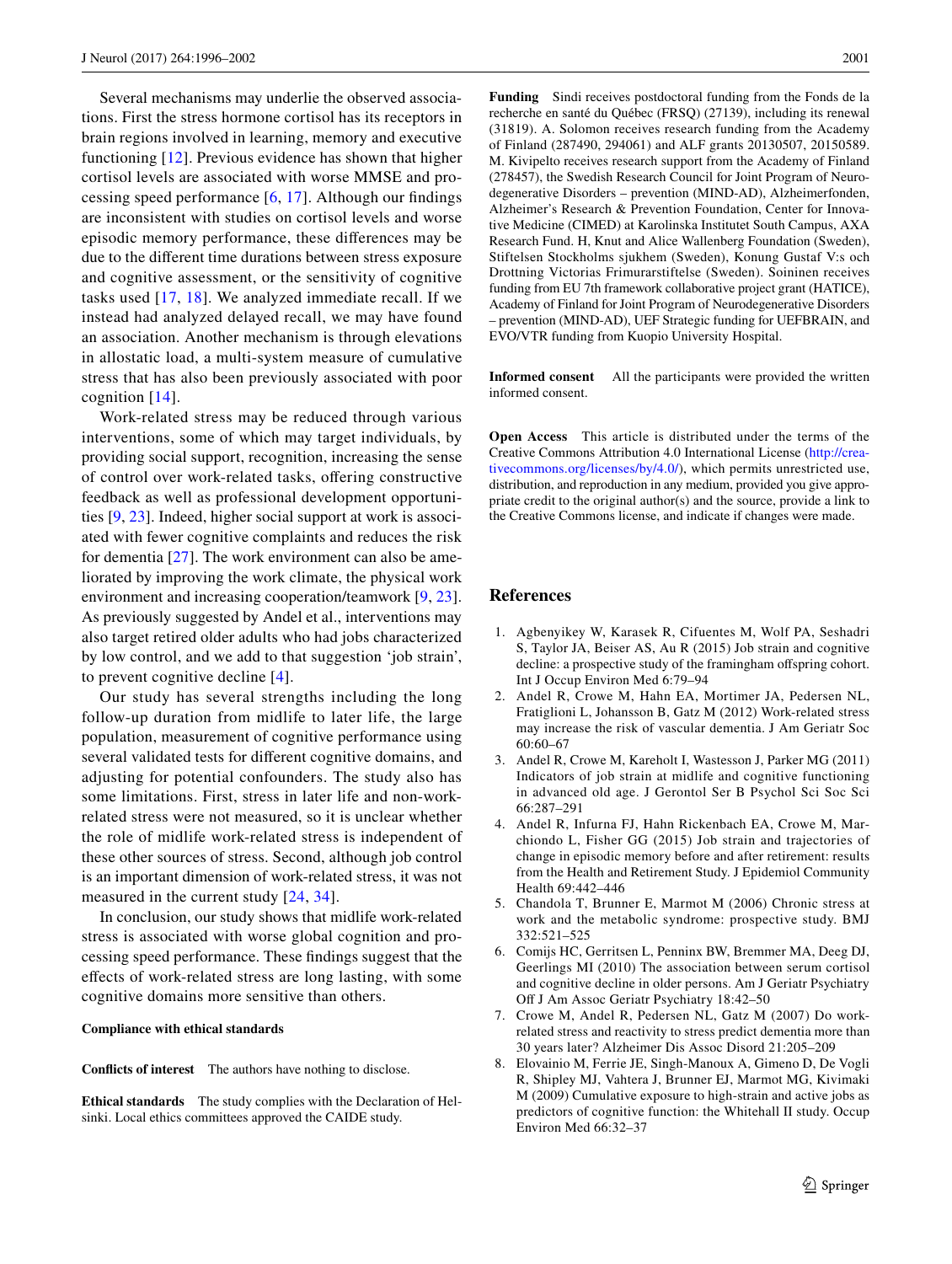Several mechanisms may underlie the observed associations. First the stress hormone cortisol has its receptors in brain regions involved in learning, memory and executive functioning [12]. Previous evidence has shown that higher cortisol levels are associated with worse MMSE and processing speed performance [6, 17]. Although our findings are inconsistent with studies on cortisol levels and worse episodic memory performance, these differences may be due to the different time durations between stress exposure and cognitive assessment, or the sensitivity of cognitive tasks used [17, 18]. We analyzed immediate recall. If we instead had analyzed delayed recall, we may have found an association. Another mechanism is through elevations in allostatic load, a multi-system measure of cumulative stress that has also been previously associated with poor cognition [14].

Work-related stress may be reduced through various interventions, some of which may target individuals, by providing social support, recognition, increasing the sense of control over work-related tasks, offering constructive feedback as well as professional development opportunities [9, 23]. Indeed, higher social support at work is associated with fewer cognitive complaints and reduces the risk for dementia [27]. The work environment can also be ameliorated by improving the work climate, the physical work environment and increasing cooperation/teamwork [9, 23]. As previously suggested by Andel et al., interventions may also target retired older adults who had jobs characterized by low control, and we add to that suggestion 'job strain', to prevent cognitive decline [4].

Our study has several strengths including the long follow-up duration from midlife to later life, the large population, measurement of cognitive performance using several validated tests for different cognitive domains, and adjusting for potential confounders. The study also has some limitations. First, stress in later life and non-work-related stress were not measured, so it is unclear whether the role of midlife work-related stress is independent of these other sources of stress. Second, although job control is an important dimension of work-related stress, it was not measured in the current study [24, 34].

In conclusion, our study shows that midlife work-related stress is associated with worse global cognition and processing speed performance. These findings suggest that the effects of work-related stress are long lasting, with some cognitive domains more sensitive than others.

**Compliance with ethical standards**

**Conflicts of interest** The authors have nothing to disclose.

**Ethical standards** The study complies with the Declaration of Helsinki. Local ethics committees approved the CAIDE study.

**Funding** Sindi receives postdoctoral funding from the Fonds de la recherche en santé du Québec (FRSQ) (27139), including its renewal (31819). A. Solomon receives research funding from the Academy of Finland (287490, 294061) and ALF grants 20130507, 20150589. M. Kivipelto receives research support from the Academy of Finland (278457), the Swedish Research Council for Joint Program of Neurodegenerative Disorders – prevention (MIND-AD), Alzheimerfonden, Alzheimer's Research & Prevention Foundation, Center for Innovative Medicine (CIMED) at Karolinska Institutet South Campus, AXA Research Fund. H, Knut and Alice Wallenberg Foundation (Sweden), Stiftelsen Stockholms sjukhem (Sweden), Konung Gustaf V:s och Drottning Victorias Frimurarstiftelse (Sweden). Soininen receives funding from EU 7th framework collaborative project grant (HATICE), Academy of Finland for Joint Program of Neurodegenerative Disorders – prevention (MIND-AD), UEF Strategic funding for UEFBRAIN, and EVO/VTR funding from Kuopio University Hospital.

**Informed consent** All the participants were provided the written informed consent.

**Open Access** This article is distributed under the terms of the Creative Commons Attribution 4.0 International License (http://creativecommons.org/licenses/by/4.0/), which permits unrestricted use, distribution, and reproduction in any medium, provided you give appropriate credit to the original author(s) and the source, provide a link to the Creative Commons license, and indicate if changes were made.

## References

1. Agbenyikey W, Karasek R, Cifuentes M, Wolf PA, Seshadri S, Taylor JA, Beiser AS, Au R (2015) Job strain and cognitive decline: a prospective study of the framingham offspring cohort. Int J Occup Environ Med 6:79–94
2. Andel R, Crowe M, Hahn EA, Mortimer JA, Pedersen NL, Fratiglioni L, Johansson B, Gatz M (2012) Work-related stress may increase the risk of vascular dementia. J Am Geriatr Soc 60:60–67
3. Andel R, Crowe M, Kareholt I, Wastesson J, Parker MG (2011) Indicators of job strain at midlife and cognitive functioning in advanced old age. J Gerontol Ser B Psychol Sci Soc Sci 66:287–291
4. Andel R, Infurna FJ, Hahn Rickenbach EA, Crowe M, Marchiondo L, Fisher GG (2015) Job strain and trajectories of change in episodic memory before and after retirement: results from the Health and Retirement Study. J Epidemiol Community Health 69:442–446
5. Chandola T, Brunner E, Marmot M (2006) Chronic stress at work and the metabolic syndrome: prospective study. BMJ 332:521–525
6. Comijs HC, Gerritsen L, Penninx BW, Bremmer MA, Deeg DJ, Geerlings MI (2010) The association between serum cortisol and cognitive decline in older persons. Am J Geriatr Psychiatry Off J Am Assoc Geriatr Psychiatry 18:42–50
7. Crowe M, Andel R, Pedersen NL, Gatz M (2007) Do work-related stress and reactivity to stress predict dementia more than 30 years later? Alzheimer Dis Assoc Disord 21:205–209
8. Elovainio M, Ferrie JE, Singh-Manoux A, Gimeno D, De Vogli R, Shipley MJ, Vahtera J, Brunner EJ, Marmot MG, Kivimaki M (2009) Cumulative exposure to high-strain and active jobs as predictors of cognitive function: the Whitehall II study. Occup Environ Med 66:32–37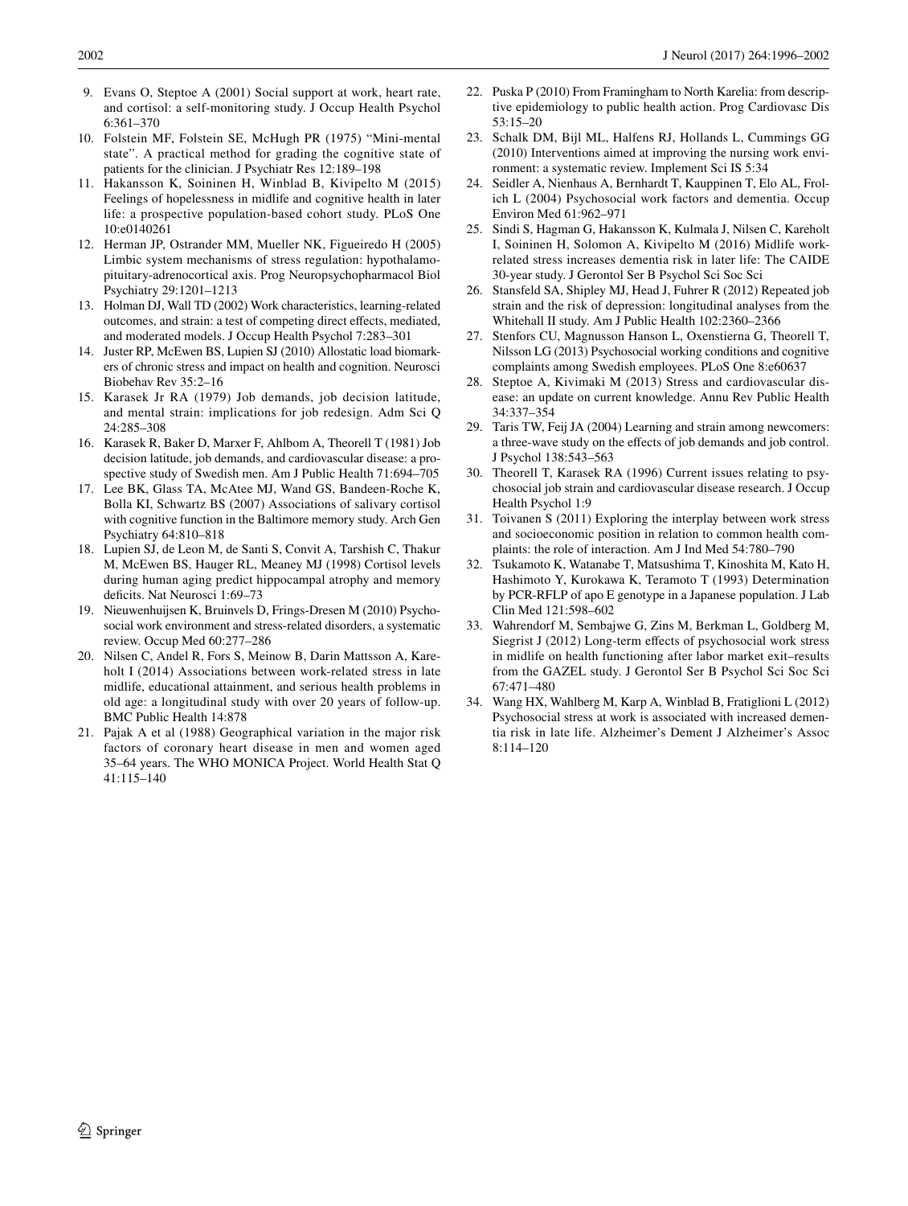9. Evans O, Steptoe A (2001) Social support at work, heart rate, and cortisol: a self-monitoring study. J Occup Health Psychol 6:361–370
10. Folstein MF, Folstein SE, McHugh PR (1975) "Mini-mental state". A practical method for grading the cognitive state of patients for the clinician. J Psychiatr Res 12:189–198
11. Hakansson K, Soininen H, Winblad B, Kivipelto M (2015) Feelings of hopelessness in midlife and cognitive health in later life: a prospective population-based cohort study. PLoS One 10:e0140261
12. Herman JP, Ostrander MM, Mueller NK, Figueiredo H (2005) Limbic system mechanisms of stress regulation: hypothalamo-pituitary-adrenocortical axis. Prog Neuropsychopharmacol Biol Psychiatry 29:1201–1213
13. Holman DJ, Wall TD (2002) Work characteristics, learning-related outcomes, and strain: a test of competing direct effects, mediated, and moderated models. J Occup Health Psychol 7:283–301
14. Juster RP, McEwen BS, Lupien SJ (2010) Allostatic load biomarkers of chronic stress and impact on health and cognition. Neurosci Biobehav Rev 35:2–16
15. Karasek Jr RA (1979) Job demands, job decision latitude, and mental strain: implications for job redesign. Adm Sci Q 24:285–308
16. Karasek R, Baker D, Marxer F, Ahlbom A, Theorell T (1981) Job decision latitude, job demands, and cardiovascular disease: a prospective study of Swedish men. Am J Public Health 71:694–705
17. Lee BK, Glass TA, McAtee MJ, Wand GS, Bandeen-Roche K, Bolla KI, Schwartz BS (2007) Associations of salivary cortisol with cognitive function in the Baltimore memory study. Arch Gen Psychiatry 64:810–818
18. Lupien SJ, de Leon M, de Santi S, Convit A, Tarshish C, Thakur M, McEwen BS, Hauger RL, Meaney MJ (1998) Cortisol levels during human aging predict hippocampal atrophy and memory deficits. Nat Neurosci 1:69–73
19. Nieuwenhuijsen K, Bruinvels D, Frings-Dresen M (2010) Psychosocial work environment and stress-related disorders, a systematic review. Occup Med 60:277–286
20. Nilsen C, Andel R, Fors S, Meinow B, Darin Mattsson A, Kareholt I (2014) Associations between work-related stress in late midlife, educational attainment, and serious health problems in old age: a longitudinal study with over 20 years of follow-up. BMC Public Health 14:878
21. Pajak A et al (1988) Geographical variation in the major risk factors of coronary heart disease in men and women aged 35–64 years. The WHO MONICA Project. World Health Stat Q 41:115–140
22. Puska P (2010) From Framingham to North Karelia: from descriptive epidemiology to public health action. Prog Cardiovasc Dis 53:15–20
23. Schalk DM, Bijl ML, Halfens RJ, Hollands L, Cummings GG (2010) Interventions aimed at improving the nursing work environment: a systematic review. Implement Sci IS 5:34
24. Seidler A, Nienhaus A, Bernhardt T, Kauppinen T, Elo AL, Frolich L (2004) Psychosocial work factors and dementia. Occup Environ Med 61:962–971
25. Sindi S, Hagman G, Hakansson K, Kulmala J, Nilsen C, Kareholt I, Soininen H, Solomon A, Kivipelto M (2016) Midlife work-related stress increases dementia risk in later life: The CAIDE 30-year study. J Gerontol Ser B Psychol Sci Soc Sci
26. Stansfeld SA, Shipley MJ, Head J, Fuhrer R (2012) Repeated job strain and the risk of depression: longitudinal analyses from the Whitehall II study. Am J Public Health 102:2360–2366
27. Stenfors CU, Magnusson Hanson L, Oxenstierna G, Theorell T, Nilsson LG (2013) Psychosocial working conditions and cognitive complaints among Swedish employees. PLoS One 8:e60637
28. Steptoe A, Kivimaki M (2013) Stress and cardiovascular disease: an update on current knowledge. Annu Rev Public Health 34:337–354
29. Taris TW, Feij JA (2004) Learning and strain among newcomers: a three-wave study on the effects of job demands and job control. J Psychol 138:543–563
30. Theorell T, Karasek RA (1996) Current issues relating to psychosocial job strain and cardiovascular disease research. J Occup Health Psychol 1:9
31. Toivanen S (2011) Exploring the interplay between work stress and socioeconomic position in relation to common health complaints: the role of interaction. Am J Ind Med 54:780–790
32. Tsukamoto K, Watanabe T, Matsushima T, Kinoshita M, Kato H, Hashimoto Y, Kurokawa K, Teramoto T (1993) Determination by PCR-RFLP of apo E genotype in a Japanese population. J Lab Clin Med 121:598–602
33. Wahrendorf M, Sembajwe G, Zins M, Berkman L, Goldberg M, Siegrist J (2012) Long-term effects of psychosocial work stress in midlife on health functioning after labor market exit–results from the GAZEL study. J Gerontol Ser B Psychol Sci Soc Sci 67:471–480
34. Wang HX, Wahlberg M, Karp A, Winblad B, Fratiglioni L (2012) Psychosocial stress at work is associated with increased dementia risk in late life. Alzheimer's Dement J Alzheimer's Assoc 8:114–120